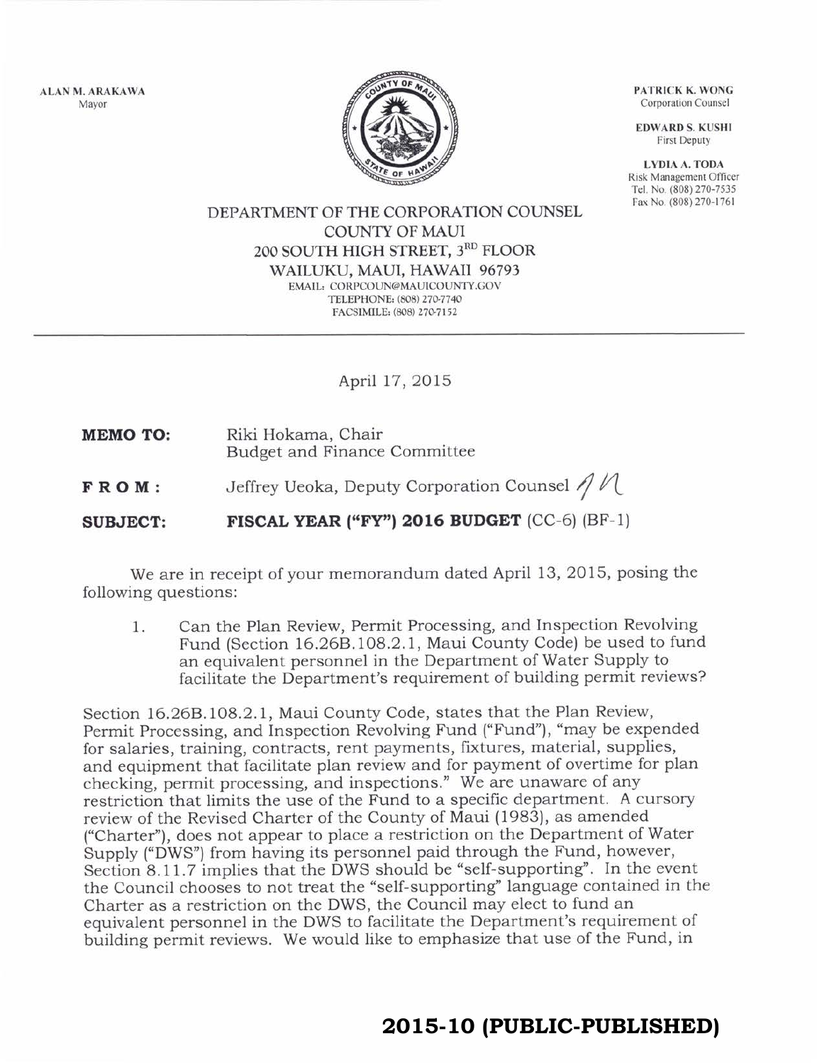ALAN M. ARAKAWA
Mayor

PATRICK K. WONG
Corporation Counsel

EDWARD S. KUSHI
First Deputy

LYDIA A. TODA
Risk Management Officer
Tel. No. (808) 270-7535
Fax No. (808) 270-1761

DEPARTMENT OF THE CORPORATION COUNSEL
COUNTY OF MAUI
200 SOUTH HIGH STREET, 3RD FLOOR
WAILUKU, MAUI, HAWAII 96793
EMAIL: CORPCOUN@MAUICOUNTY.GOV
TELEPHONE: (808) 270-7740
FACSIMILE: (808) 270-7152

April 17, 2015

**MEMO TO:** Riki Hokama, Chair
Budget and Finance Committee

**FROM:** Jeffrey Ueoka, Deputy Corporation Counsel

**SUBJECT:** **FISCAL YEAR ("FY") 2016 BUDGET** (CC-6) (BF-1)

We are in receipt of your memorandum dated April 13, 2015, posing the following questions:

1. Can the Plan Review, Permit Processing, and Inspection Revolving Fund (Section 16.26B.108.2.1, Maui County Code) be used to fund an equivalent personnel in the Department of Water Supply to facilitate the Department's requirement of building permit reviews?

Section 16.26B.108.2.1, Maui County Code, states that the Plan Review, Permit Processing, and Inspection Revolving Fund ("Fund"), "may be expended for salaries, training, contracts, rent payments, fixtures, material, supplies, and equipment that facilitate plan review and for payment of overtime for plan checking, permit processing, and inspections." We are unaware of any restriction that limits the use of the Fund to a specific department. A cursory review of the Revised Charter of the County of Maui (1983), as amended ("Charter"), does not appear to place a restriction on the Department of Water Supply ("DWS") from having its personnel paid through the Fund, however, Section 8.11.7 implies that the DWS should be "self-supporting". In the event the Council chooses to not treat the "self-supporting" language contained in the Charter as a restriction on the DWS, the Council may elect to fund an equivalent personnel in the DWS to facilitate the Department's requirement of building permit reviews. We would like to emphasize that use of the Fund, in

**2015-10 (PUBLIC-PUBLISHED)**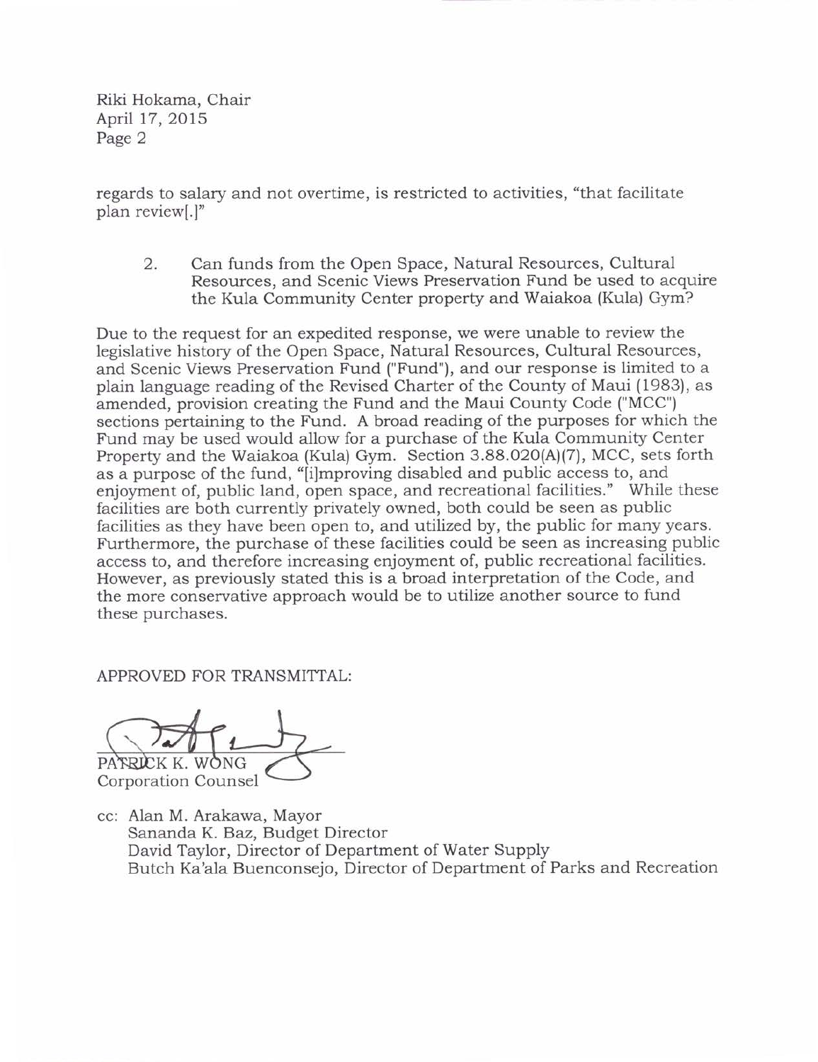regards to salary and not overtime, is restricted to activities, "that facilitate plan review[.]"

2. Can funds from the Open Space, Natural Resources, Cultural Resources, and Scenic Views Preservation Fund be used to acquire the Kula Community Center property and Waiakoa (Kula) Gym?

Due to the request for an expedited response, we were unable to review the legislative history of the Open Space, Natural Resources, Cultural Resources, and Scenic Views Preservation Fund ("Fund"), and our response is limited to a plain language reading of the Revised Charter of the County of Maui (1983), as amended, provision creating the Fund and the Maui County Code ("MCC") sections pertaining to the Fund. A broad reading of the purposes for which the Fund may be used would allow for a purchase of the Kula Community Center Property and the Waiakoa (Kula) Gym. Section 3.88.020(A)(7), MCC, sets forth as a purpose of the fund, "[i]mproving disabled and public access to, and enjoyment of, public land, open space, and recreational facilities." While these facilities are both currently privately owned, both could be seen as public facilities as they have been open to, and utilized by, the public for many years. Furthermore, the purchase of these facilities could be seen as increasing public access to, and therefore increasing enjoyment of, public recreational facilities. However, as previously stated this is a broad interpretation of the Code, and the more conservative approach would be to utilize another source to fund these purchases.

APPROVED FOR TRANSMITTAL:

PATRICK K. WONG
Corporation Counsel

cc: Alan M. Arakawa, Mayor
Sananda K. Baz, Budget Director
David Taylor, Director of Department of Water Supply
Butch Ka'ala Buenconsejo, Director of Department of Parks and Recreation